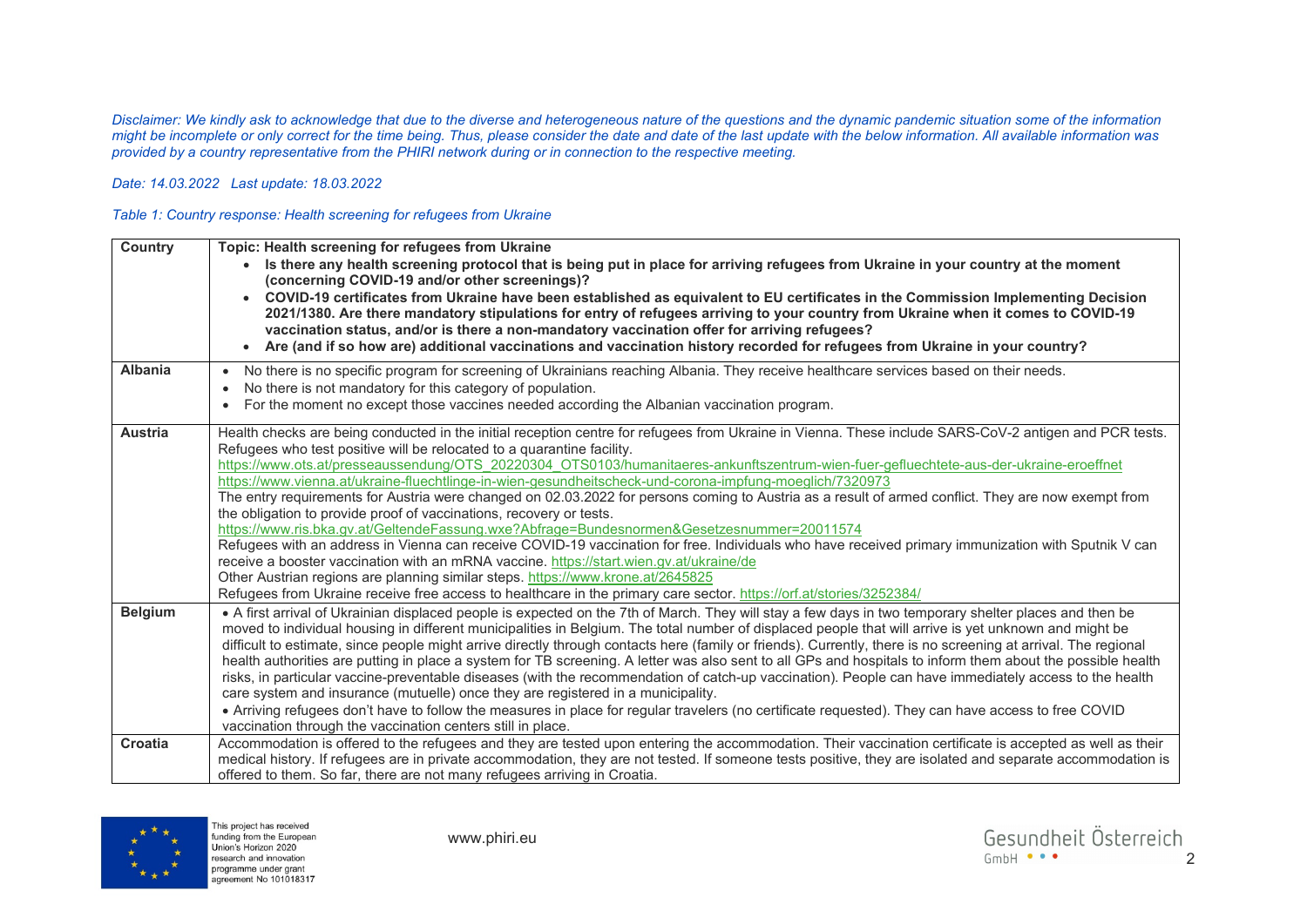*Disclaimer: We kindly ask to acknowledge that due to the diverse and heterogeneous nature of the questions and the dynamic pandemic situation some of the information might be incomplete or only correct for the time being. Thus, please consider the date and date of the last update with the below information. All available information was provided by a country representative from the PHIRI network during or in connection to the respective meeting.*

*Date: 14.03.2022 Last update: 18.03.2022*

*Table 1: Country response: Health screening for refugees from Ukraine*

| Country | Topic: Health screening for refugees from Ukraine<br>• Is there any health screening protocol that is being put in place for arriving refugees from Ukraine in your country at the moment (concerning COVID-19 and/or other screenings)?<br>• COVID-19 certificates from Ukraine have been established as equivalent to EU certificates in the Commission Implementing Decision 2021/1380. Are there mandatory stipulations for entry of refugees arriving to your country from Ukraine when it comes to COVID-19 vaccination status, and/or is there a non-mandatory vaccination offer for arriving refugees?<br>• Are (and if so how are) additional vaccinations and vaccination history recorded for refugees from Ukraine in your country? |
|---|---|
| **Albania** | • No there is no specific program for screening of Ukrainians reaching Albania. They receive healthcare services based on their needs.<br>• No there is not mandatory for this category of population.<br>• For the moment no except those vaccines needed according the Albanian vaccination program. |
| **Austria** | Health checks are being conducted in the initial reception centre for refugees from Ukraine in Vienna. These include SARS-CoV-2 antigen and PCR tests. Refugees who test positive will be relocated to a quarantine facility.<br>https://www.ots.at/presseaussendung/OTS_20220304_OTS0103/humanitaeres-ankunftszentrum-wien-fuer-gefluechtete-aus-der-ukraine-eroeffnet<br>https://www.vienna.at/ukraine-fluechtlinge-in-wien-gesundheitscheck-und-corona-impfung-moeglich/7320973<br>The entry requirements for Austria were changed on 02.03.2022 for persons coming to Austria as a result of armed conflict. They are now exempt from the obligation to provide proof of vaccinations, recovery or tests.<br>https://www.ris.bka.gv.at/GeltendeFassung.wxe?Abfrage=Bundesnormen&Gesetzesnummer=20011574<br>Refugees with an address in Vienna can receive COVID-19 vaccination for free. Individuals who have received primary immunization with Sputnik V can receive a booster vaccination with an mRNA vaccine. https://start.wien.gv.at/ukraine/de<br>Other Austrian regions are planning similar steps. https://www.krone.at/2645825<br>Refugees from Ukraine receive free access to healthcare in the primary care sector. https://orf.at/stories/3252384/ |
| **Belgium** | • A first arrival of Ukrainian displaced people is expected on the 7th of March. They will stay a few days in two temporary shelter places and then be moved to individual housing in different municipalities in Belgium. The total number of displaced people that will arrive is yet unknown and might be difficult to estimate, since people might arrive directly through contacts here (family or friends). Currently, there is no screening at arrival. The regional health authorities are putting in place a system for TB screening. A letter was also sent to all GPs and hospitals to inform them about the possible health risks, in particular vaccine-preventable diseases (with the recommendation of catch-up vaccination). People can have immediately access to the health care system and insurance (mutuelle) once they are registered in a municipality.<br>• Arriving refugees don't have to follow the measures in place for regular travelers (no certificate requested). They can have access to free COVID vaccination through the vaccination centers still in place. |
| **Croatia** | Accommodation is offered to the refugees and they are tested upon entering the accommodation. Their vaccination certificate is accepted as well as their medical history. If refugees are in private accommodation, they are not tested. If someone tests positive, they are isolated and separate accommodation is offered to them. So far, there are not many refugees arriving in Croatia. |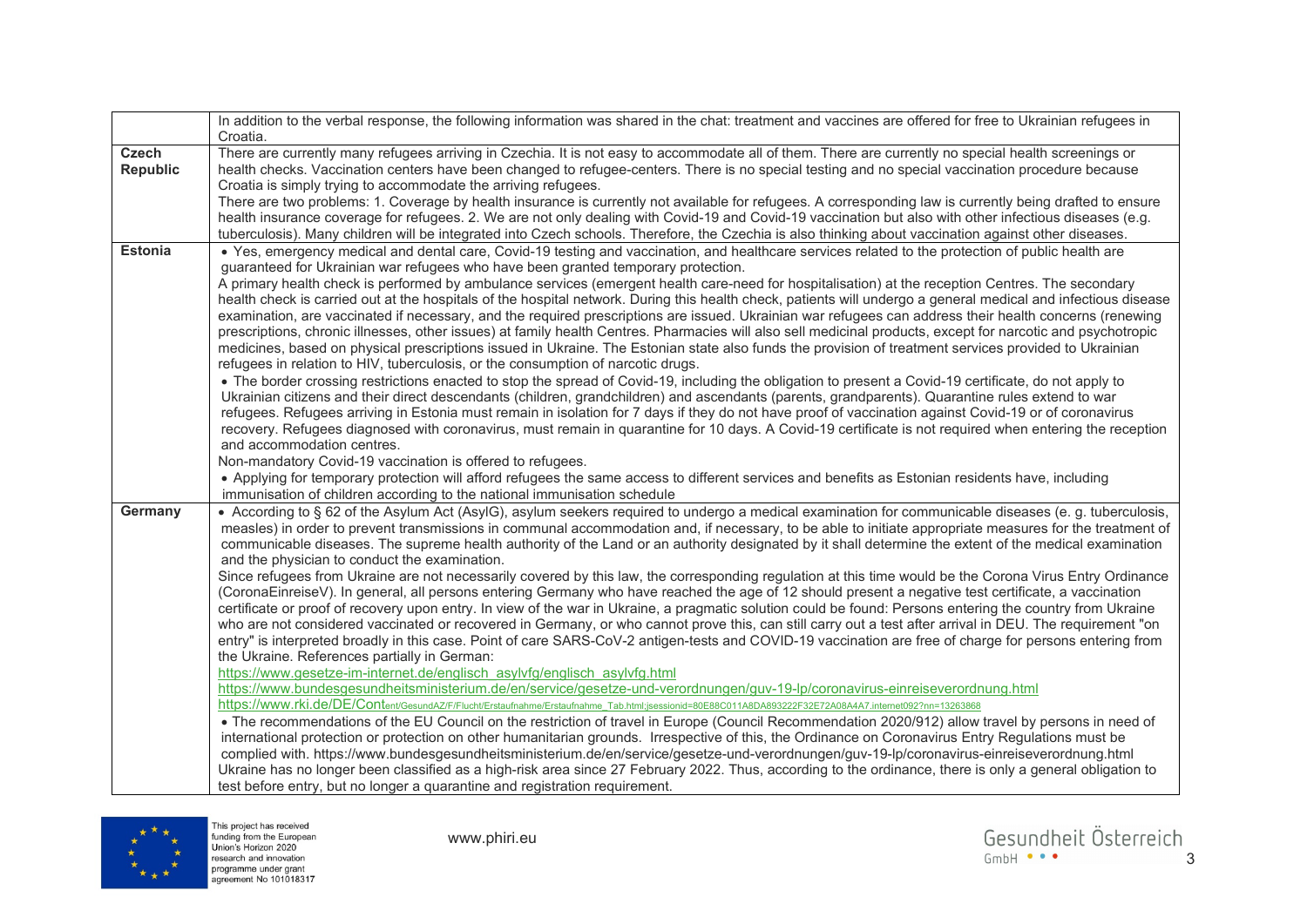|  |  |
|---|---|
|  | In addition to the verbal response, the following information was shared in the chat: treatment and vaccines are offered for free to Ukrainian refugees in Croatia. |
| **Czech Republic** | There are currently many refugees arriving in Czechia. It is not easy to accommodate all of them. There are currently no special health screenings or health checks. Vaccination centers have been changed to refugee-centers. There is no special testing and no special vaccination procedure because Croatia is simply trying to accommodate the arriving refugees.<br>There are two problems: 1. Coverage by health insurance is currently not available for refugees. A corresponding law is currently being drafted to ensure health insurance coverage for refugees. 2. We are not only dealing with Covid-19 and Covid-19 vaccination but also with other infectious diseases (e.g. tuberculosis). Many children will be integrated into Czech schools. Therefore, the Czechia is also thinking about vaccination against other diseases. |
| **Estonia** | • Yes, emergency medical and dental care, Covid-19 testing and vaccination, and healthcare services related to the protection of public health are guaranteed for Ukrainian war refugees who have been granted temporary protection.<br>A primary health check is performed by ambulance services (emergent health care-need for hospitalisation) at the reception Centres. The secondary health check is carried out at the hospitals of the hospital network. During this health check, patients will undergo a general medical and infectious disease examination, are vaccinated if necessary, and the required prescriptions are issued. Ukrainian war refugees can address their health concerns (renewing prescriptions, chronic illnesses, other issues) at family health Centres. Pharmacies will also sell medicinal products, except for narcotic and psychotropic medicines, based on physical prescriptions issued in Ukraine. The Estonian state also funds the provision of treatment services provided to Ukrainian refugees in relation to HIV, tuberculosis, or the consumption of narcotic drugs.<br>• The border crossing restrictions enacted to stop the spread of Covid-19, including the obligation to present a Covid-19 certificate, do not apply to Ukrainian citizens and their direct descendants (children, grandchildren) and ascendants (parents, grandparents). Quarantine rules extend to war refugees. Refugees arriving in Estonia must remain in isolation for 7 days if they do not have proof of vaccination against Covid-19 or of coronavirus recovery. Refugees diagnosed with coronavirus, must remain in quarantine for 10 days. A Covid-19 certificate is not required when entering the reception and accommodation centres.<br>Non-mandatory Covid-19 vaccination is offered to refugees.<br>• Applying for temporary protection will afford refugees the same access to different services and benefits as Estonian residents have, including immunisation of children according to the national immunisation schedule |
| **Germany** | • According to § 62 of the Asylum Act (AsylG), asylum seekers required to undergo a medical examination for communicable diseases (e. g. tuberculosis, measles) in order to prevent transmissions in communal accommodation and, if necessary, to be able to initiate appropriate measures for the treatment of communicable diseases. The supreme health authority of the Land or an authority designated by it shall determine the extent of the medical examination and the physician to conduct the examination.<br>Since refugees from Ukraine are not necessarily covered by this law, the corresponding regulation at this time would be the Corona Virus Entry Ordinance (CoronaEinreiseV). In general, all persons entering Germany who have reached the age of 12 should present a negative test certificate, a vaccination certificate or proof of recovery upon entry. In view of the war in Ukraine, a pragmatic solution could be found: Persons entering the country from Ukraine who are not considered vaccinated or recovered in Germany, or who cannot prove this, can still carry out a test after arrival in DEU. The requirement "on entry" is interpreted broadly in this case. Point of care SARS-CoV-2 antigen-tests and COVID-19 vaccination are free of charge for persons entering from the Ukraine. References partially in German:<br>https://www.gesetze-im-internet.de/englisch_asylvfg/englisch_asylvfg.html<br>https://www.bundesgesundheitsministerium.de/en/service/gesetze-und-verordnungen/guv-19-lp/coronavirus-einreiseverordnung.html<br>https://www.rki.de/DE/Content/GesundAZ/F/Flucht/Erstaufnahme/Erstaufnahme_Tab.html;jsessionid=80E88C011A8DA893222F32E72A08A4A7.internet092?nn=13263868<br>• The recommendations of the EU Council on the restriction of travel in Europe (Council Recommendation 2020/912) allow travel by persons in need of international protection or protection on other humanitarian grounds. Irrespective of this, the Ordinance on Coronavirus Entry Regulations must be complied with. https://www.bundesgesundheitsministerium.de/en/service/gesetze-und-verordnungen/guv-19-lp/coronavirus-einreiseverordnung.html<br>Ukraine has no longer been classified as a high-risk area since 27 February 2022. Thus, according to the ordinance, there is only a general obligation to test before entry, but no longer a quarantine and registration requirement. |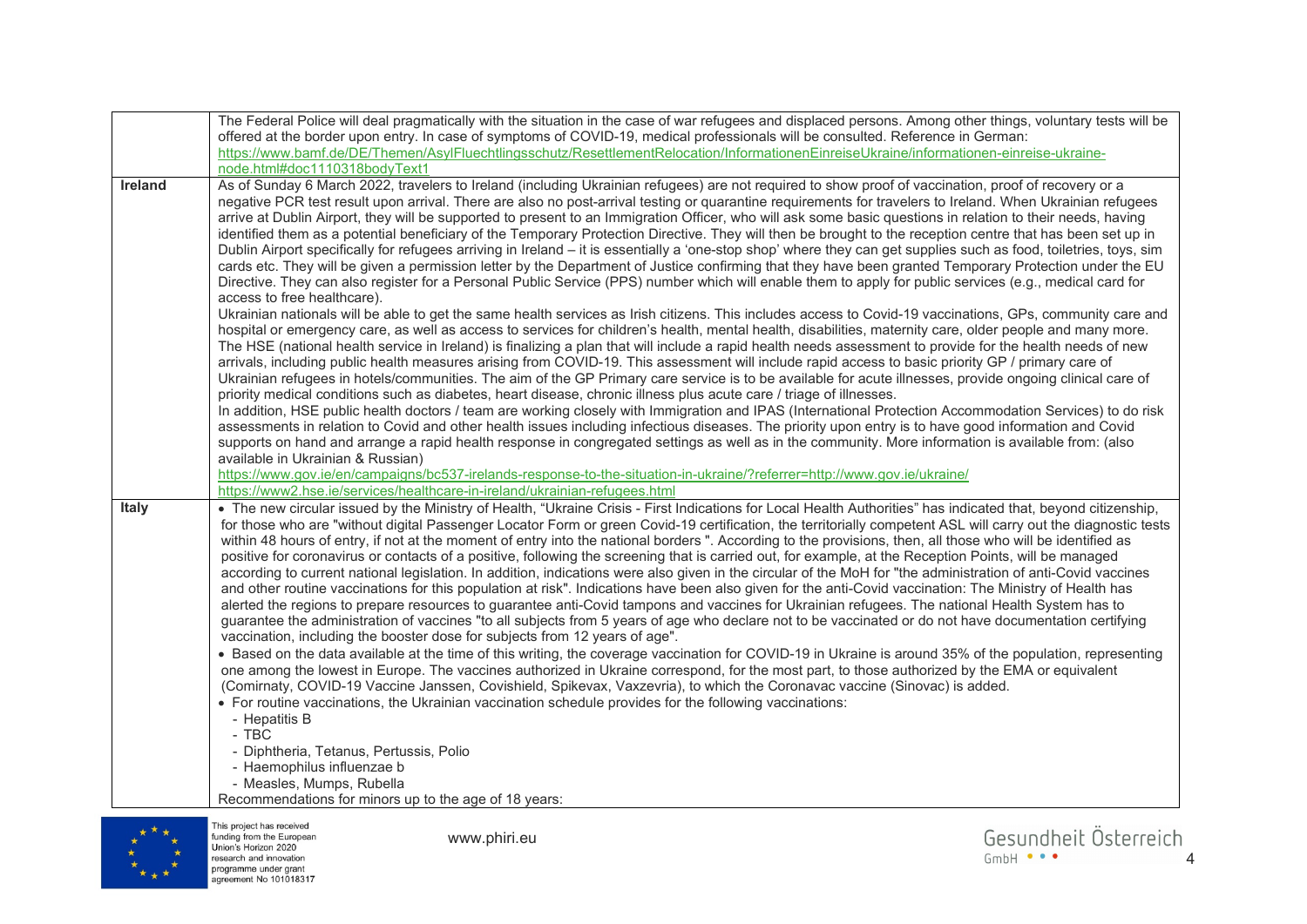| | |
|---|---|
| | The Federal Police will deal pragmatically with the situation in the case of war refugees and displaced persons. Among other things, voluntary tests will be offered at the border upon entry. In case of symptoms of COVID-19, medical professionals will be consulted. Reference in German: https://www.bamf.de/DE/Themen/AsylFluechtlingsschutz/ResettlementRelocation/InformationenEinreiseUkraine/informationen-einreise-ukraine-node.html#doc1110318bodyText1 |
| **Ireland** | As of Sunday 6 March 2022, travelers to Ireland (including Ukrainian refugees) are not required to show proof of vaccination, proof of recovery or a negative PCR test result upon arrival. There are also no post-arrival testing or quarantine requirements for travelers to Ireland. When Ukrainian refugees arrive at Dublin Airport, they will be supported to present to an Immigration Officer, who will ask some basic questions in relation to their needs, having identified them as a potential beneficiary of the Temporary Protection Directive. They will then be brought to the reception centre that has been set up in Dublin Airport specifically for refugees arriving in Ireland – it is essentially a 'one-stop shop' where they can get supplies such as food, toiletries, toys, sim cards etc. They will be given a permission letter by the Department of Justice confirming that they have been granted Temporary Protection under the EU Directive. They can also register for a Personal Public Service (PPS) number which will enable them to apply for public services (e.g., medical card for access to free healthcare).<br>Ukrainian nationals will be able to get the same health services as Irish citizens. This includes access to Covid-19 vaccinations, GPs, community care and hospital or emergency care, as well as access to services for children's health, mental health, disabilities, maternity care, older people and many more. The HSE (national health service in Ireland) is finalizing a plan that will include a rapid health needs assessment to provide for the health needs of new arrivals, including public health measures arising from COVID-19. This assessment will include rapid access to basic priority GP / primary care of Ukrainian refugees in hotels/communities. The aim of the GP Primary care service is to be available for acute illnesses, provide ongoing clinical care of priority medical conditions such as diabetes, heart disease, chronic illness plus acute care / triage of illnesses.<br>In addition, HSE public health doctors / team are working closely with Immigration and IPAS (International Protection Accommodation Services) to do risk assessments in relation to Covid and other health issues including infectious diseases. The priority upon entry is to have good information and Covid supports on hand and arrange a rapid health response in congregated settings as well as in the community. More information is available from: (also available in Ukrainian & Russian)<br>https://www.gov.ie/en/campaigns/bc537-irelands-response-to-the-situation-in-ukraine/?referrer=http://www.gov.ie/ukraine/<br>https://www2.hse.ie/services/healthcare-in-ireland/ukrainian-refugees.html |
| **Italy** | • The new circular issued by the Ministry of Health, "Ukraine Crisis - First Indications for Local Health Authorities" has indicated that, beyond citizenship, for those who are "without digital Passenger Locator Form or green Covid-19 certification, the territorially competent ASL will carry out the diagnostic tests within 48 hours of entry, if not at the moment of entry into the national borders ". According to the provisions, then, all those who will be identified as positive for coronavirus or contacts of a positive, following the screening that is carried out, for example, at the Reception Points, will be managed according to current national legislation. In addition, indications were also given in the circular of the MoH for "the administration of anti-Covid vaccines and other routine vaccinations for this population at risk". Indications have been also given for the anti-Covid vaccination: The Ministry of Health has alerted the regions to prepare resources to guarantee anti-Covid tampons and vaccines for Ukrainian refugees. The national Health System has to guarantee the administration of vaccines "to all subjects from 5 years of age who declare not to be vaccinated or do not have documentation certifying vaccination, including the booster dose for subjects from 12 years of age".<br>• Based on the data available at the time of this writing, the coverage vaccination for COVID-19 in Ukraine is around 35% of the population, representing one among the lowest in Europe. The vaccines authorized in Ukraine correspond, for the most part, to those authorized by the EMA or equivalent (Comirnaty, COVID-19 Vaccine Janssen, Covishield, Spikevax, Vaxzevria), to which the Coronavac vaccine (Sinovac) is added.<br>• For routine vaccinations, the Ukrainian vaccination schedule provides for the following vaccinations:<br>- Hepatitis B<br>- TBC<br>- Diphtheria, Tetanus, Pertussis, Polio<br>- Haemophilus influenzae b<br>- Measles, Mumps, Rubella<br>Recommendations for minors up to the age of 18 years: |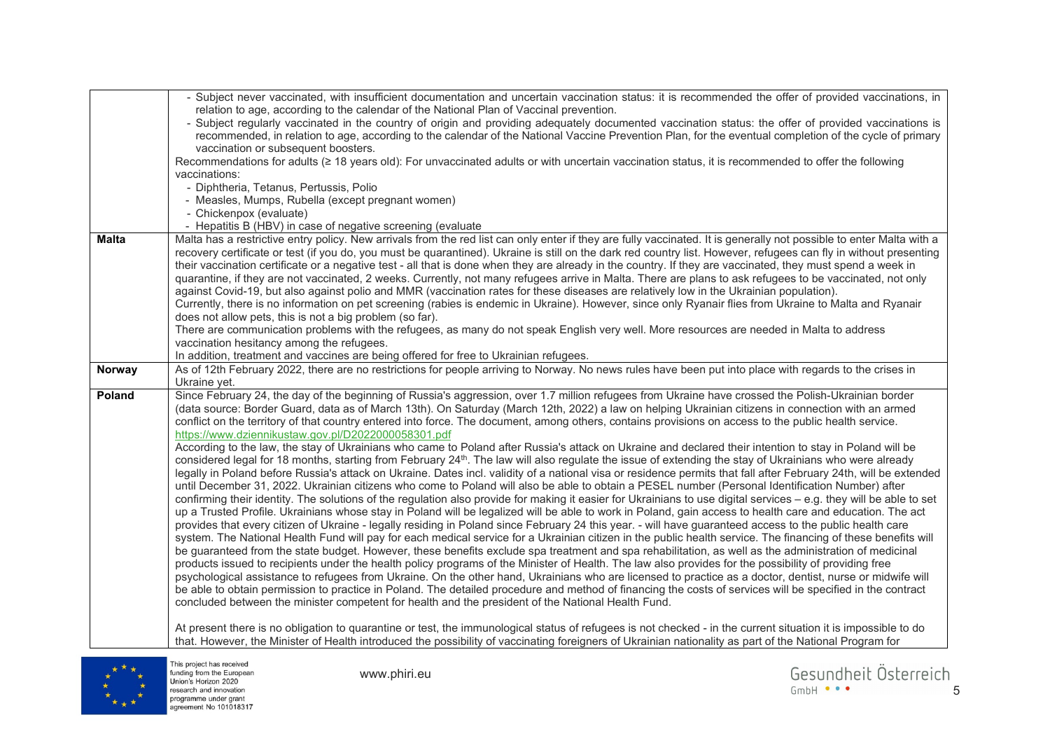| | |
|---|---|
| | - Subject never vaccinated, with insufficient documentation and uncertain vaccination status: it is recommended the offer of provided vaccinations, in relation to age, according to the calendar of the National Plan of Vaccinal prevention.<br>- Subject regularly vaccinated in the country of origin and providing adequately documented vaccination status: the offer of provided vaccinations is recommended, in relation to age, according to the calendar of the National Vaccine Prevention Plan, for the eventual completion of the cycle of primary vaccination or subsequent boosters.<br>Recommendations for adults (≥ 18 years old): For unvaccinated adults or with uncertain vaccination status, it is recommended to offer the following vaccinations:<br>- Diphtheria, Tetanus, Pertussis, Polio<br>- Measles, Mumps, Rubella (except pregnant women)<br>- Chickenpox (evaluate)<br>- Hepatitis B (HBV) in case of negative screening (evaluate |
| **Malta** | Malta has a restrictive entry policy. New arrivals from the red list can only enter if they are fully vaccinated. It is generally not possible to enter Malta with a recovery certificate or test (if you do, you must be quarantined). Ukraine is still on the dark red country list. However, refugees can fly in without presenting their vaccination certificate or a negative test - all that is done when they are already in the country. If they are vaccinated, they must spend a week in quarantine, if they are not vaccinated, 2 weeks. Currently, not many refugees arrive in Malta. There are plans to ask refugees to be vaccinated, not only against Covid-19, but also against polio and MMR (vaccination rates for these diseases are relatively low in the Ukrainian population).<br>Currently, there is no information on pet screening (rabies is endemic in Ukraine). However, since only Ryanair flies from Ukraine to Malta and Ryanair does not allow pets, this is not a big problem (so far).<br>There are communication problems with the refugees, as many do not speak English very well. More resources are needed in Malta to address vaccination hesitancy among the refugees.<br>In addition, treatment and vaccines are being offered for free to Ukrainian refugees. |
| **Norway** | As of 12th February 2022, there are no restrictions for people arriving to Norway. No news rules have been put into place with regards to the crises in Ukraine yet. |
| **Poland** | Since February 24, the day of the beginning of Russia's aggression, over 1.7 million refugees from Ukraine have crossed the Polish-Ukrainian border (data source: Border Guard, data as of March 13th). On Saturday (March 12th, 2022) a law on helping Ukrainian citizens in connection with an armed conflict on the territory of that country entered into force. The document, among others, contains provisions on access to the public health service.<br>https://www.dziennikustaw.gov.pl/D2022000058301.pdf<br>According to the law, the stay of Ukrainians who came to Poland after Russia's attack on Ukraine and declared their intention to stay in Poland will be considered legal for 18 months, starting from February 24th. The law will also regulate the issue of extending the stay of Ukrainians who were already legally in Poland before Russia's attack on Ukraine. Dates incl. validity of a national visa or residence permits that fall after February 24th, will be extended until December 31, 2022. Ukrainian citizens who come to Poland will also be able to obtain a PESEL number (Personal Identification Number) after confirming their identity. The solutions of the regulation also provide for making it easier for Ukrainians to use digital services – e.g. they will be able to set up a Trusted Profile. Ukrainians whose stay in Poland will be legalized will be able to work in Poland, gain access to health care and education. The act provides that every citizen of Ukraine - legally residing in Poland since February 24 this year. - will have guaranteed access to the public health care system. The National Health Fund will pay for each medical service for a Ukrainian citizen in the public health service. The financing of these benefits will be guaranteed from the state budget. However, these benefits exclude spa treatment and spa rehabilitation, as well as the administration of medicinal products issued to recipients under the health policy programs of the Minister of Health. The law also provides for the possibility of providing free psychological assistance to refugees from Ukraine. On the other hand, Ukrainians who are licensed to practice as a doctor, dentist, nurse or midwife will be able to obtain permission to practice in Poland. The detailed procedure and method of financing the costs of services will be specified in the contract concluded between the minister competent for health and the president of the National Health Fund.<br><br>At present there is no obligation to quarantine or test, the immunological status of refugees is not checked - in the current situation it is impossible to do that. However, the Minister of Health introduced the possibility of vaccinating foreigners of Ukrainian nationality as part of the National Program for |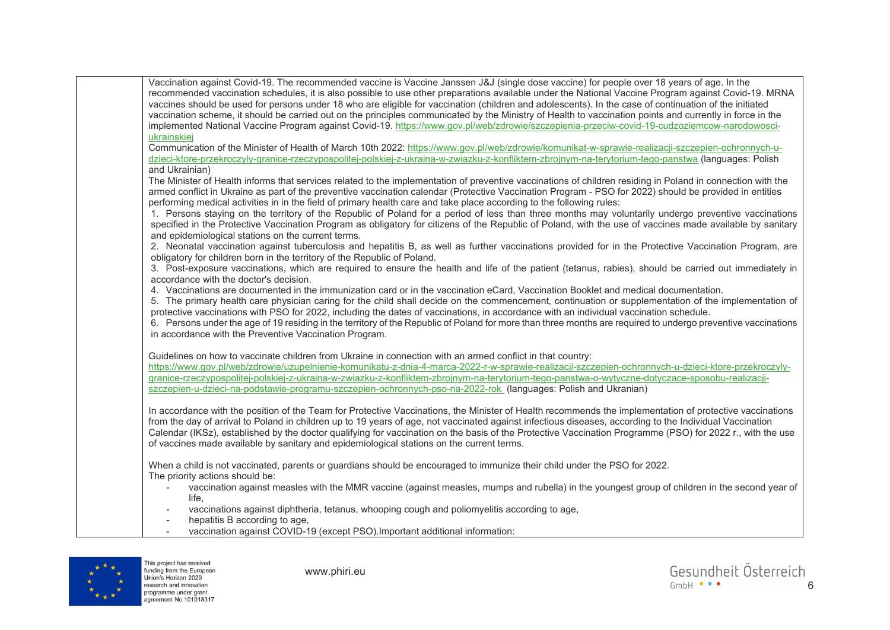| | Vaccination against Covid-19. The recommended vaccine is Vaccine Janssen J&J (single dose vaccine) for people over 18 years of age. In the recommended vaccination schedules, it is also possible to use other preparations available under the National Vaccine Program against Covid-19. MRNA vaccines should be used for persons under 18 who are eligible for vaccination (children and adolescents). In the case of continuation of the initiated vaccination scheme, it should be carried out on the principles communicated by the Ministry of Health to vaccination points and currently in force in the implemented National Vaccine Program against Covid-19. https://www.gov.pl/web/zdrowie/szczepienia-przeciw-covid-19-cudzoziemcow-narodowosci-ukrainskiej<br>Communication of the Minister of Health of March 10th 2022: https://www.gov.pl/web/zdrowie/komunikat-w-sprawie-realizacji-szczepien-ochronnych-u-dzieci-ktore-przekroczyly-granice-rzeczypospolitej-polskiej-z-ukraina-w-zwiazku-z-konfliktem-zbrojnym-na-terytorium-tego-panstwa (languages: Polish and Ukrainian)<br>The Minister of Health informs that services related to the implementation of preventive vaccinations of children residing in Poland in connection with the armed conflict in Ukraine as part of the preventive vaccination calendar (Protective Vaccination Program - PSO for 2022) should be provided in entities performing medical activities in in the field of primary health care and take place according to the following rules:<br>1. Persons staying on the territory of the Republic of Poland for a period of less than three months may voluntarily undergo preventive vaccinations specified in the Protective Vaccination Program as obligatory for citizens of the Republic of Poland, with the use of vaccines made available by sanitary and epidemiological stations on the current terms.<br>2. Neonatal vaccination against tuberculosis and hepatitis B, as well as further vaccinations provided for in the Protective Vaccination Program, are obligatory for children born in the territory of the Republic of Poland.<br>3. Post-exposure vaccinations, which are required to ensure the health and life of the patient (tetanus, rabies), should be carried out immediately in accordance with the doctor's decision.<br>4. Vaccinations are documented in the immunization card or in the vaccination eCard, Vaccination Booklet and medical documentation.<br>5. The primary health care physician caring for the child shall decide on the commencement, continuation or supplementation of the implementation of protective vaccinations with PSO for 2022, including the dates of vaccinations, in accordance with an individual vaccination schedule.<br>6. Persons under the age of 19 residing in the territory of the Republic of Poland for more than three months are required to undergo preventive vaccinations in accordance with the Preventive Vaccination Program.<br><br>Guidelines on how to vaccinate children from Ukraine in connection with an armed conflict in that country: https://www.gov.pl/web/zdrowie/uzupelnienie-komunikatu-z-dnia-4-marca-2022-r-w-sprawie-realizacji-szczepien-ochronnych-u-dzieci-ktore-przekroczyly-granice-rzeczypospolitej-polskiej-z-ukraina-w-zwiazku-z-konfliktem-zbrojnym-na-terytorium-tego-panstwa-o-wytyczne-dotyczace-sposobu-realizacji-szczepien-u-dzieci-na-podstawie-programu-szczepien-ochronnych-pso-na-2022-rok (languages: Polish and Ukranian)<br><br>In accordance with the position of the Team for Protective Vaccinations, the Minister of Health recommends the implementation of protective vaccinations from the day of arrival to Poland in children up to 19 years of age, not vaccinated against infectious diseases, according to the Individual Vaccination Calendar (IKSz), established by the doctor qualifying for vaccination on the basis of the Protective Vaccination Programme (PSO) for 2022 r., with the use of vaccines made available by sanitary and epidemiological stations on the current terms.<br><br>When a child is not vaccinated, parents or guardians should be encouraged to immunize their child under the PSO for 2022.<br>The priority actions should be:<br>- vaccination against measles with the MMR vaccine (against measles, mumps and rubella) in the youngest group of children in the second year of life,<br>- vaccinations against diphtheria, tetanus, whooping cough and poliomyelitis according to age,<br>- hepatitis B according to age,<br>- vaccination against COVID-19 (except PSO).Important additional information: |
|---|---|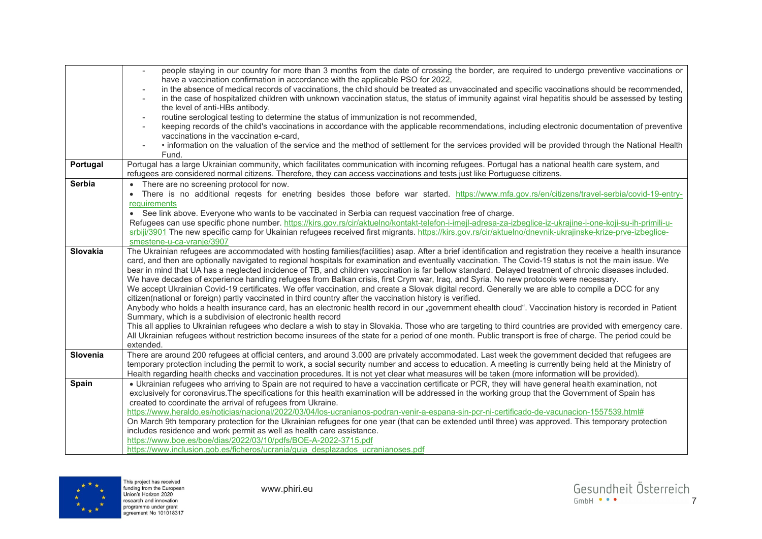| | |
|---|---|
| | - people staying in our country for more than 3 months from the date of crossing the border, are required to undergo preventive vaccinations or have a vaccination confirmation in accordance with the applicable PSO for 2022,<br>- in the absence of medical records of vaccinations, the child should be treated as unvaccinated and specific vaccinations should be recommended,<br>- in the case of hospitalized children with unknown vaccination status, the status of immunity against viral hepatitis should be assessed by testing the level of anti-HBs antibody,<br>- routine serological testing to determine the status of immunization is not recommended,<br>- keeping records of the child's vaccinations in accordance with the applicable recommendations, including electronic documentation of preventive vaccinations in the vaccination e-card,<br>- • information on the valuation of the service and the method of settlement for the services provided will be provided through the National Health Fund. |
| **Portugal** | Portugal has a large Ukrainian community, which facilitates communication with incoming refugees. Portugal has a national health care system, and refugees are considered normal citizens. Therefore, they can access vaccinations and tests just like Portuguese citizens. |
| **Serbia** | • There are no screening protocol for now.<br>• There is no additional reqests for enetring besides those before war started. https://www.mfa.gov.rs/en/citizens/travel-serbia/covid-19-entry-requirements<br>• See link above. Everyone who wants to be vaccinated in Serbia can request vaccination free of charge.<br>Refugees can use specific phone number. https://kirs.gov.rs/cir/aktuelno/kontakt-telefon-i-imejl-adresa-za-izbeglice-iz-ukrajine-i-one-koji-su-ih-primili-u-srbiji/3901 The new specific camp for Ukainian refugees received first migrants. https://kirs.gov.rs/cir/aktuelno/dnevnik-ukrajinske-krize-prve-izbeglice-smestene-u-ca-vranje/3907 |
| **Slovakia** | The Ukrainian refugees are accommodated with hosting families(facilities) asap. After a brief identification and registration they receive a health insurance card, and then are optionally navigated to regional hospitals for examination and eventually vaccination. The Covid-19 status is not the main issue. We bear in mind that UA has a neglected incidence of TB, and children vaccination is far bellow standard. Delayed treatment of chronic diseases included.<br>We have decades of experience handling refugees from Balkan crisis, first Crym war, Iraq, and Syria. No new protocols were necessary.<br>We accept Ukrainian Covid-19 certificates. We offer vaccination, and create a Slovak digital record. Generally we are able to compile a DCC for any citizen(national or foreign) partly vaccinated in third country after the vaccination history is verified.<br>Anybody who holds a health insurance card, has an electronic health record in our „government ehealth cloud". Vaccination history is recorded in Patient Summary, which is a subdivision of electronic health record<br>This all applies to Ukrainian refugees who declare a wish to stay in Slovakia. Those who are targeting to third countries are provided with emergency care. All Ukrainian refugees without restriction become insurees of the state for a period of one month. Public transport is free of charge. The period could be extended. |
| **Slovenia** | There are around 200 refugees at official centers, and around 3.000 are privately accommodated. Last week the government decided that refugees are temporary protection including the permit to work, a social security number and access to education. A meeting is currently being held at the Ministry of Health regarding health checks and vaccination procedures. It is not yet clear what measures will be taken (more information will be provided). |
| **Spain** | • Ukrainian refugees who arriving to Spain are not required to have a vaccination certificate or PCR, they will have general health examination, not exclusively for coronavirus.The specifications for this health examination will be addressed in the working group that the Government of Spain has created to coordinate the arrival of refugees from Ukraine.<br>https://www.heraldo.es/noticias/nacional/2022/03/04/los-ucranianos-podran-venir-a-espana-sin-pcr-ni-certificado-de-vacunacion-1557539.html#<br>On March 9th temporary protection for the Ukrainian refugees for one year (that can be extended until three) was approved. This temporary protection includes residence and work permit as well as health care assistance.<br>https://www.boe.es/boe/dias/2022/03/10/pdfs/BOE-A-2022-3715.pdf<br>https://www.inclusion.gob.es/ficheros/ucrania/guia_desplazados_ucranianoses.pdf |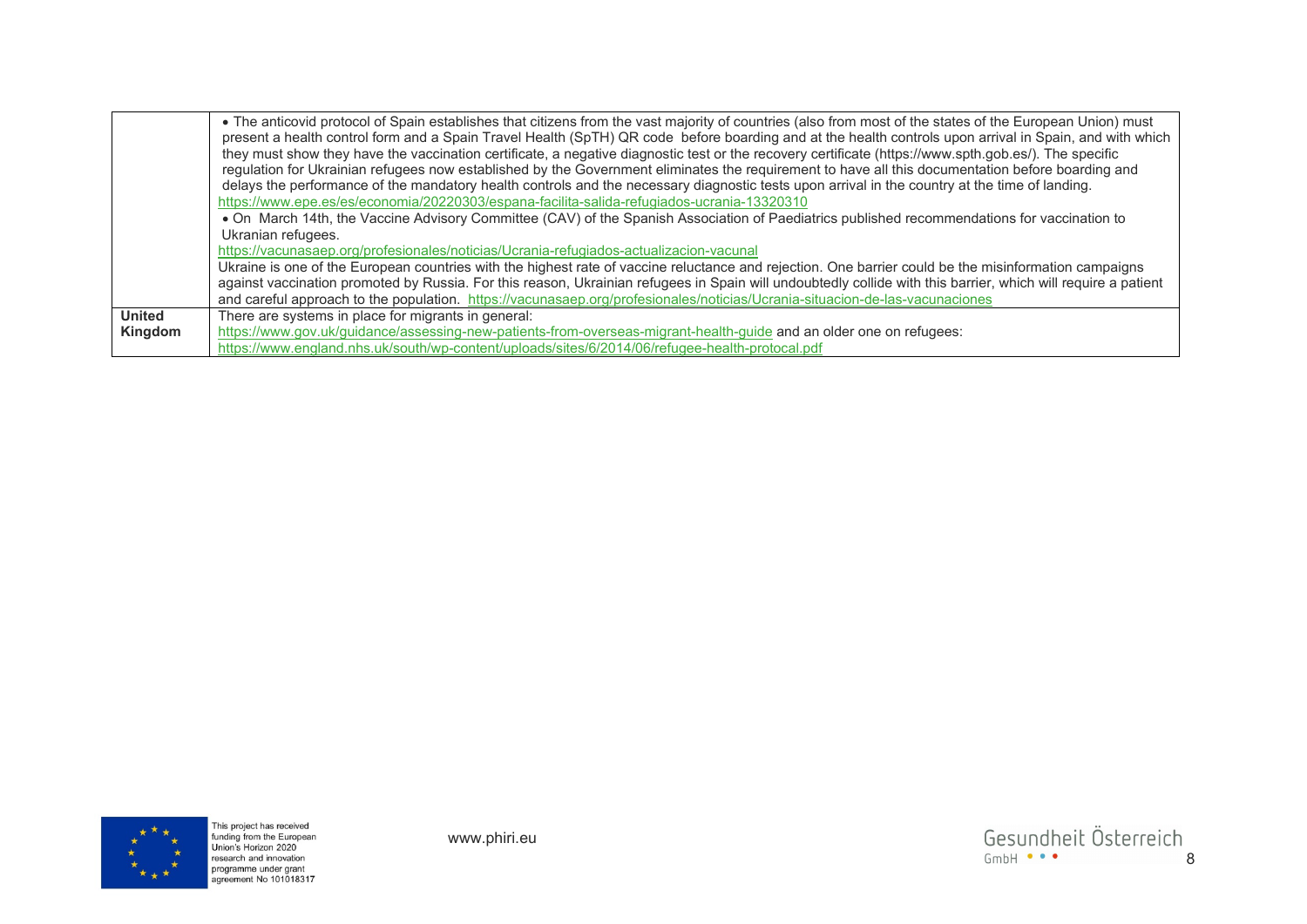| | |
|---|---|
| | • The anticovid protocol of Spain establishes that citizens from the vast majority of countries (also from most of the states of the European Union) must present a health control form and a Spain Travel Health (SpTH) QR code before boarding and at the health controls upon arrival in Spain, and with which they must show they have the vaccination certificate, a negative diagnostic test or the recovery certificate (https://www.spth.gob.es/). The specific regulation for Ukrainian refugees now established by the Government eliminates the requirement to have all this documentation before boarding and delays the performance of the mandatory health controls and the necessary diagnostic tests upon arrival in the country at the time of landing. https://www.epe.es/es/economia/20220303/espana-facilita-salida-refugiados-ucrania-13320310 <br> • On March 14th, the Vaccine Advisory Committee (CAV) of the Spanish Association of Paediatrics published recommendations for vaccination to Ukranian refugees. https://vacunasaep.org/profesionales/noticias/Ucrania-refugiados-actualizacion-vacunal <br> Ukraine is one of the European countries with the highest rate of vaccine reluctance and rejection. One barrier could be the misinformation campaigns against vaccination promoted by Russia. For this reason, Ukrainian refugees in Spain will undoubtedly collide with this barrier, which will require a patient and careful approach to the population. https://vacunasaep.org/profesionales/noticias/Ucrania-situacion-de-las-vacunaciones |
| **United Kingdom** | There are systems in place for migrants in general: https://www.gov.uk/guidance/assessing-new-patients-from-overseas-migrant-health-guide and an older one on refugees: https://www.england.nhs.uk/south/wp-content/uploads/sites/6/2014/06/refugee-health-protocal.pdf |

This project has received funding from the European Union's Horizon 2020 research and innovation programme under grant agreement No 101018317

www.phiri.eu

Gesundheit Österreich GmbH